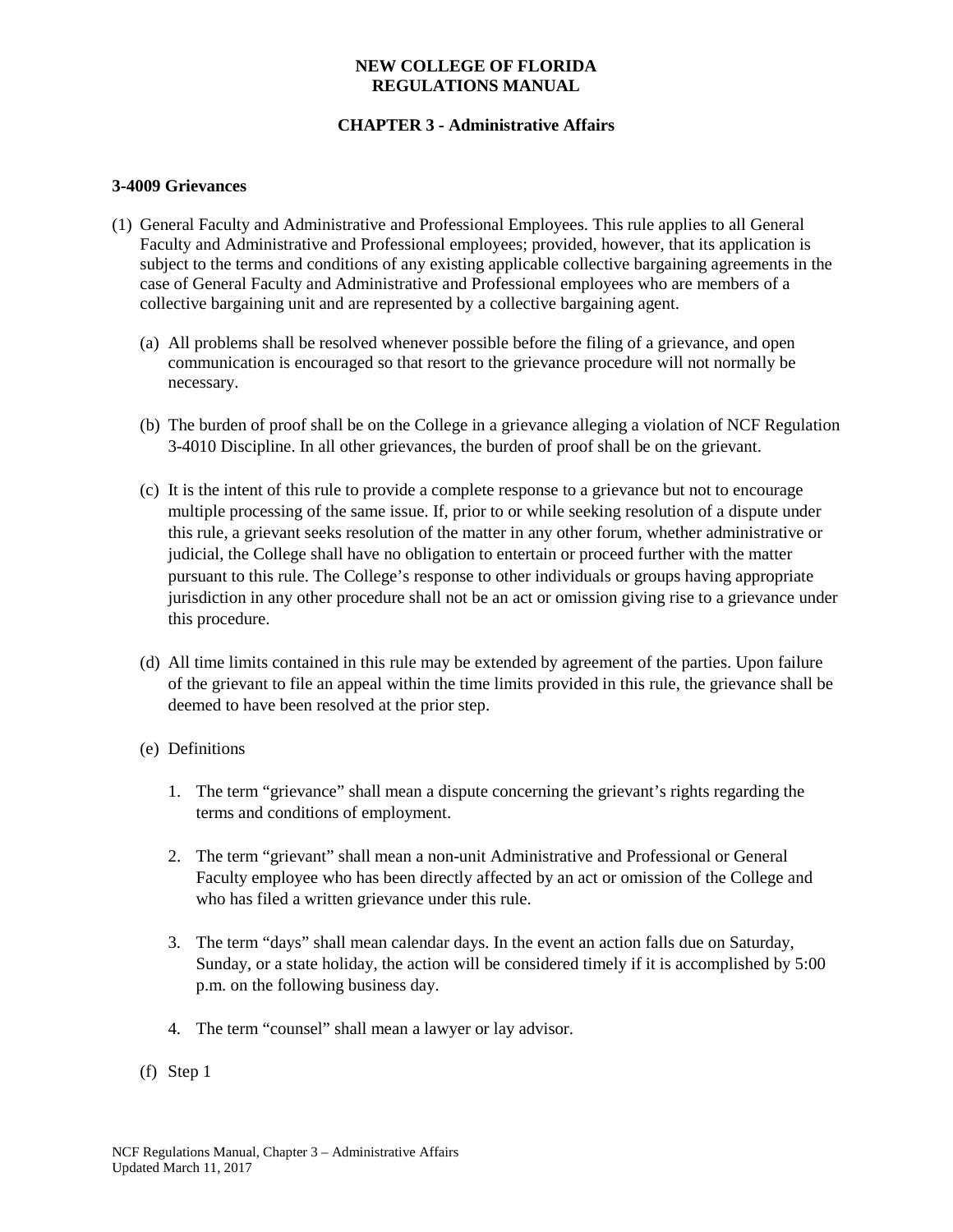**NEW COLLEGE OF FLORIDA**
**REGULATIONS MANUAL**

**CHAPTER 3 - Administrative Affairs**

### 3-4009 Grievances

(1) General Faculty and Administrative and Professional Employees. This rule applies to all General Faculty and Administrative and Professional employees; provided, however, that its application is subject to the terms and conditions of any existing applicable collective bargaining agreements in the case of General Faculty and Administrative and Professional employees who are members of a collective bargaining unit and are represented by a collective bargaining agent.

(a) All problems shall be resolved whenever possible before the filing of a grievance, and open communication is encouraged so that resort to the grievance procedure will not normally be necessary.

(b) The burden of proof shall be on the College in a grievance alleging a violation of NCF Regulation 3-4010 Discipline. In all other grievances, the burden of proof shall be on the grievant.

(c) It is the intent of this rule to provide a complete response to a grievance but not to encourage multiple processing of the same issue. If, prior to or while seeking resolution of a dispute under this rule, a grievant seeks resolution of the matter in any other forum, whether administrative or judicial, the College shall have no obligation to entertain or proceed further with the matter pursuant to this rule. The College's response to other individuals or groups having appropriate jurisdiction in any other procedure shall not be an act or omission giving rise to a grievance under this procedure.

(d) All time limits contained in this rule may be extended by agreement of the parties. Upon failure of the grievant to file an appeal within the time limits provided in this rule, the grievance shall be deemed to have been resolved at the prior step.

(e) Definitions

1. The term "grievance" shall mean a dispute concerning the grievant's rights regarding the terms and conditions of employment.

2. The term "grievant" shall mean a non-unit Administrative and Professional or General Faculty employee who has been directly affected by an act or omission of the College and who has filed a written grievance under this rule.

3. The term "days" shall mean calendar days. In the event an action falls due on Saturday, Sunday, or a state holiday, the action will be considered timely if it is accomplished by 5:00 p.m. on the following business day.

4. The term "counsel" shall mean a lawyer or lay advisor.

(f) Step 1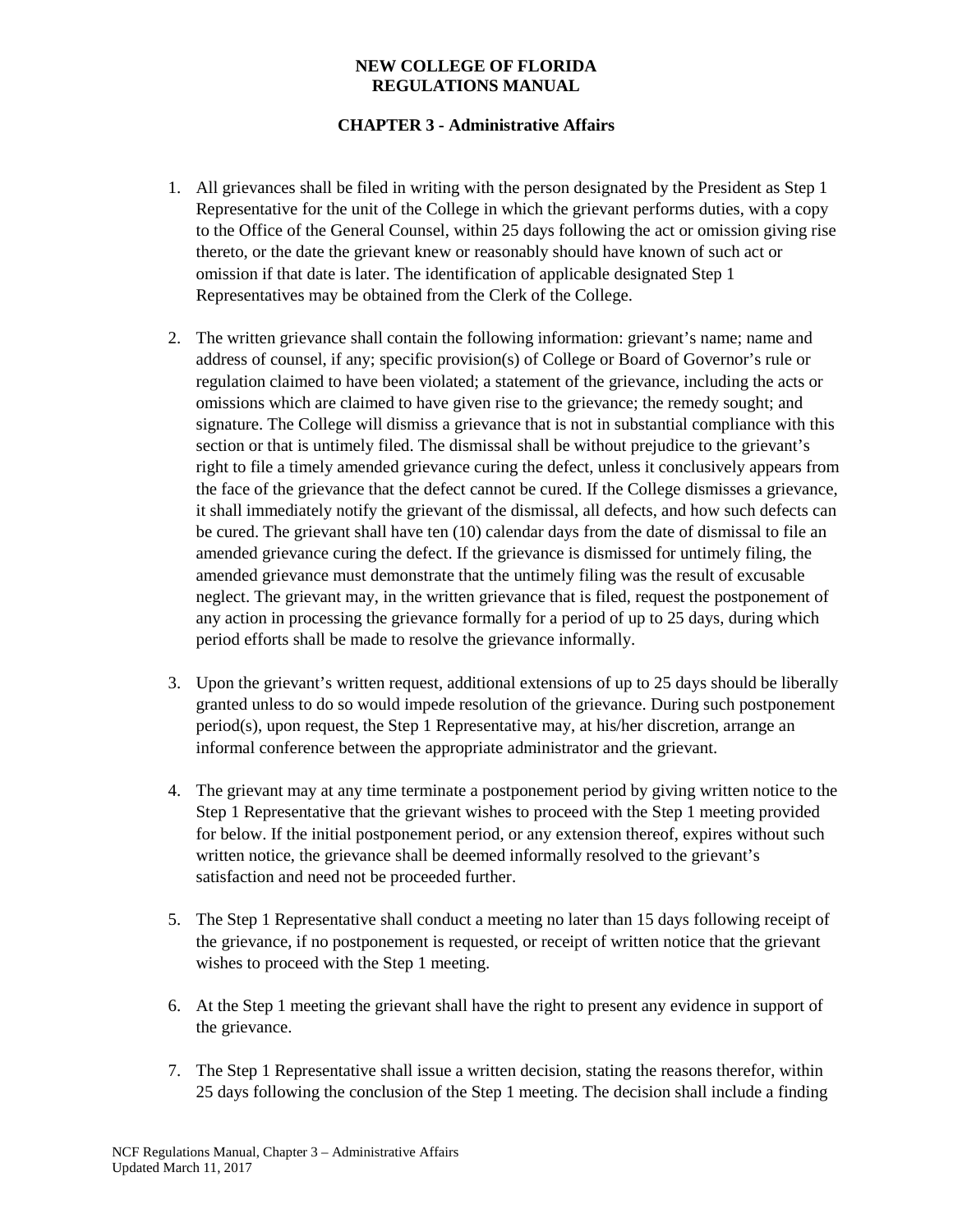**NEW COLLEGE OF FLORIDA**
**REGULATIONS MANUAL**

**CHAPTER 3 - Administrative Affairs**

1. All grievances shall be filed in writing with the person designated by the President as Step 1 Representative for the unit of the College in which the grievant performs duties, with a copy to the Office of the General Counsel, within 25 days following the act or omission giving rise thereto, or the date the grievant knew or reasonably should have known of such act or omission if that date is later. The identification of applicable designated Step 1 Representatives may be obtained from the Clerk of the College.

2. The written grievance shall contain the following information: grievant's name; name and address of counsel, if any; specific provision(s) of College or Board of Governor's rule or regulation claimed to have been violated; a statement of the grievance, including the acts or omissions which are claimed to have given rise to the grievance; the remedy sought; and signature. The College will dismiss a grievance that is not in substantial compliance with this section or that is untimely filed. The dismissal shall be without prejudice to the grievant's right to file a timely amended grievance curing the defect, unless it conclusively appears from the face of the grievance that the defect cannot be cured. If the College dismisses a grievance, it shall immediately notify the grievant of the dismissal, all defects, and how such defects can be cured. The grievant shall have ten (10) calendar days from the date of dismissal to file an amended grievance curing the defect. If the grievance is dismissed for untimely filing, the amended grievance must demonstrate that the untimely filing was the result of excusable neglect. The grievant may, in the written grievance that is filed, request the postponement of any action in processing the grievance formally for a period of up to 25 days, during which period efforts shall be made to resolve the grievance informally.

3. Upon the grievant's written request, additional extensions of up to 25 days should be liberally granted unless to do so would impede resolution of the grievance. During such postponement period(s), upon request, the Step 1 Representative may, at his/her discretion, arrange an informal conference between the appropriate administrator and the grievant.

4. The grievant may at any time terminate a postponement period by giving written notice to the Step 1 Representative that the grievant wishes to proceed with the Step 1 meeting provided for below. If the initial postponement period, or any extension thereof, expires without such written notice, the grievance shall be deemed informally resolved to the grievant's satisfaction and need not be proceeded further.

5. The Step 1 Representative shall conduct a meeting no later than 15 days following receipt of the grievance, if no postponement is requested, or receipt of written notice that the grievant wishes to proceed with the Step 1 meeting.

6. At the Step 1 meeting the grievant shall have the right to present any evidence in support of the grievance.

7. The Step 1 Representative shall issue a written decision, stating the reasons therefor, within 25 days following the conclusion of the Step 1 meeting. The decision shall include a finding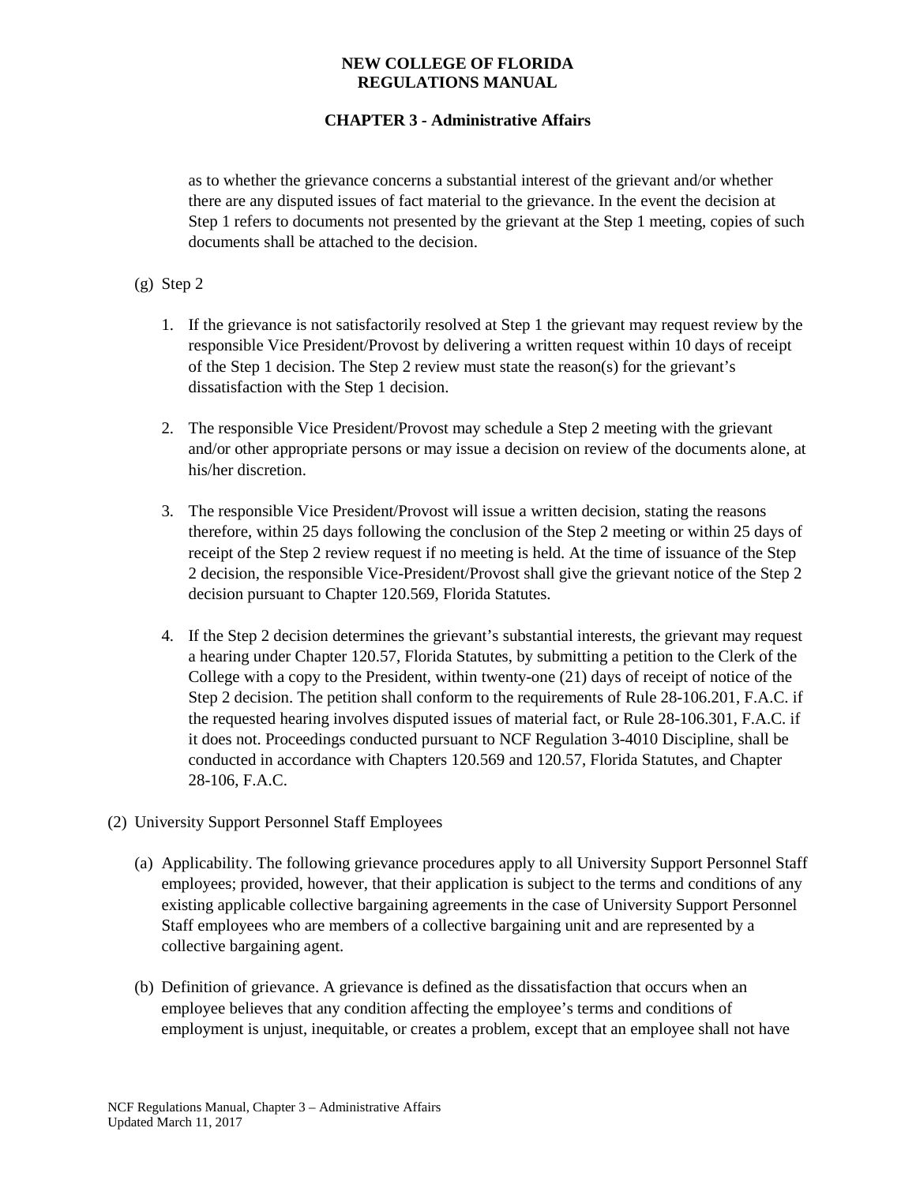as to whether the grievance concerns a substantial interest of the grievant and/or whether there are any disputed issues of fact material to the grievance. In the event the decision at Step 1 refers to documents not presented by the grievant at the Step 1 meeting, copies of such documents shall be attached to the decision.

(g) Step 2

1. If the grievance is not satisfactorily resolved at Step 1 the grievant may request review by the responsible Vice President/Provost by delivering a written request within 10 days of receipt of the Step 1 decision. The Step 2 review must state the reason(s) for the grievant's dissatisfaction with the Step 1 decision.

2. The responsible Vice President/Provost may schedule a Step 2 meeting with the grievant and/or other appropriate persons or may issue a decision on review of the documents alone, at his/her discretion.

3. The responsible Vice President/Provost will issue a written decision, stating the reasons therefore, within 25 days following the conclusion of the Step 2 meeting or within 25 days of receipt of the Step 2 review request if no meeting is held. At the time of issuance of the Step 2 decision, the responsible Vice-President/Provost shall give the grievant notice of the Step 2 decision pursuant to Chapter 120.569, Florida Statutes.

4. If the Step 2 decision determines the grievant's substantial interests, the grievant may request a hearing under Chapter 120.57, Florida Statutes, by submitting a petition to the Clerk of the College with a copy to the President, within twenty-one (21) days of receipt of notice of the Step 2 decision. The petition shall conform to the requirements of Rule 28-106.201, F.A.C. if the requested hearing involves disputed issues of material fact, or Rule 28-106.301, F.A.C. if it does not. Proceedings conducted pursuant to NCF Regulation 3-4010 Discipline, shall be conducted in accordance with Chapters 120.569 and 120.57, Florida Statutes, and Chapter 28-106, F.A.C.

(2) University Support Personnel Staff Employees

(a) Applicability. The following grievance procedures apply to all University Support Personnel Staff employees; provided, however, that their application is subject to the terms and conditions of any existing applicable collective bargaining agreements in the case of University Support Personnel Staff employees who are members of a collective bargaining unit and are represented by a collective bargaining agent.

(b) Definition of grievance. A grievance is defined as the dissatisfaction that occurs when an employee believes that any condition affecting the employee's terms and conditions of employment is unjust, inequitable, or creates a problem, except that an employee shall not have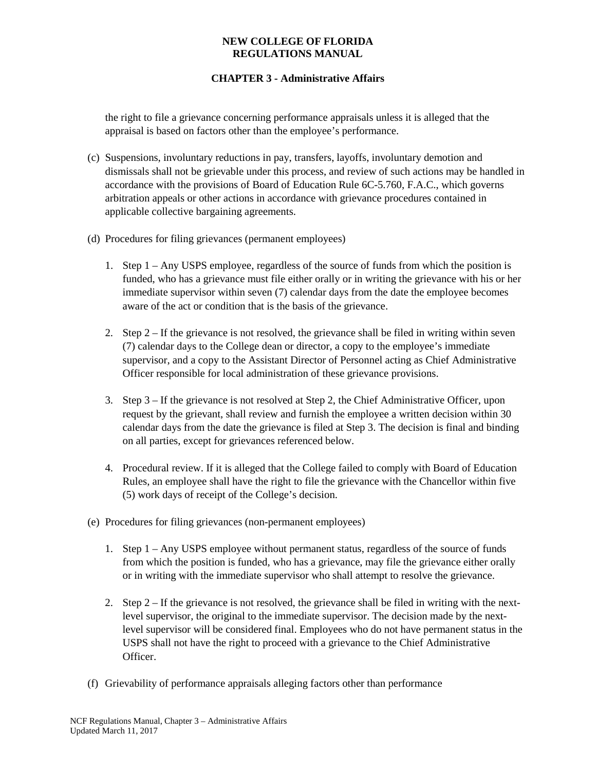the right to file a grievance concerning performance appraisals unless it is alleged that the appraisal is based on factors other than the employee's performance.

(c) Suspensions, involuntary reductions in pay, transfers, layoffs, involuntary demotion and dismissals shall not be grievable under this process, and review of such actions may be handled in accordance with the provisions of Board of Education Rule 6C-5.760, F.A.C., which governs arbitration appeals or other actions in accordance with grievance procedures contained in applicable collective bargaining agreements.

(d) Procedures for filing grievances (permanent employees)

1. Step 1 – Any USPS employee, regardless of the source of funds from which the position is funded, who has a grievance must file either orally or in writing the grievance with his or her immediate supervisor within seven (7) calendar days from the date the employee becomes aware of the act or condition that is the basis of the grievance.

2. Step 2 – If the grievance is not resolved, the grievance shall be filed in writing within seven (7) calendar days to the College dean or director, a copy to the employee's immediate supervisor, and a copy to the Assistant Director of Personnel acting as Chief Administrative Officer responsible for local administration of these grievance provisions.

3. Step 3 – If the grievance is not resolved at Step 2, the Chief Administrative Officer, upon request by the grievant, shall review and furnish the employee a written decision within 30 calendar days from the date the grievance is filed at Step 3. The decision is final and binding on all parties, except for grievances referenced below.

4. Procedural review. If it is alleged that the College failed to comply with Board of Education Rules, an employee shall have the right to file the grievance with the Chancellor within five (5) work days of receipt of the College's decision.

(e) Procedures for filing grievances (non-permanent employees)

1. Step 1 – Any USPS employee without permanent status, regardless of the source of funds from which the position is funded, who has a grievance, may file the grievance either orally or in writing with the immediate supervisor who shall attempt to resolve the grievance.

2. Step 2 – If the grievance is not resolved, the grievance shall be filed in writing with the next-level supervisor, the original to the immediate supervisor. The decision made by the next-level supervisor will be considered final. Employees who do not have permanent status in the USPS shall not have the right to proceed with a grievance to the Chief Administrative Officer.

(f) Grievability of performance appraisals alleging factors other than performance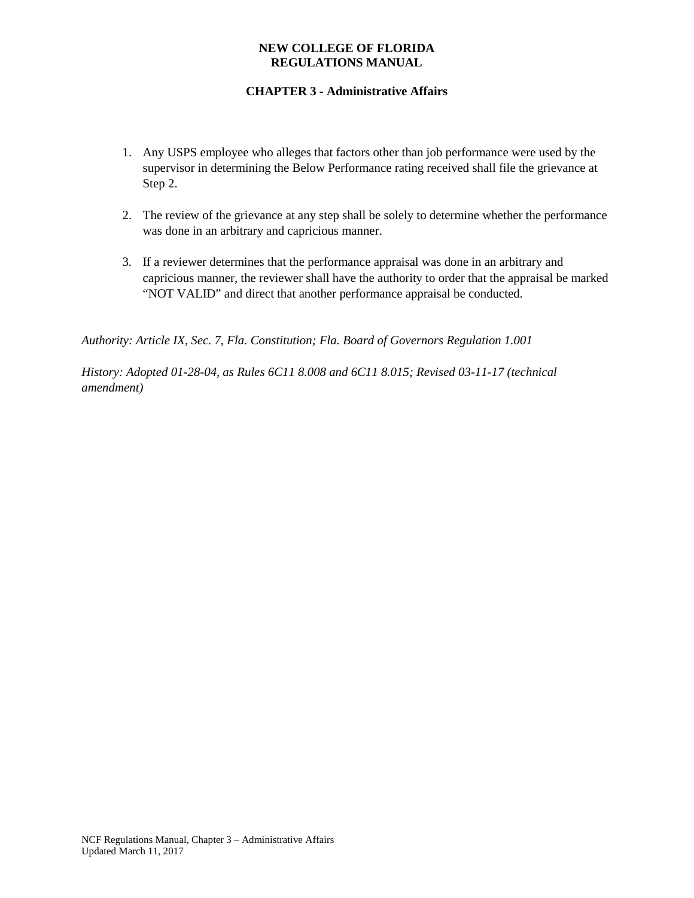1. Any USPS employee who alleges that factors other than job performance were used by the supervisor in determining the Below Performance rating received shall file the grievance at Step 2.

2. The review of the grievance at any step shall be solely to determine whether the performance was done in an arbitrary and capricious manner.

3. If a reviewer determines that the performance appraisal was done in an arbitrary and capricious manner, the reviewer shall have the authority to order that the appraisal be marked "NOT VALID" and direct that another performance appraisal be conducted.

*Authority: Article IX, Sec. 7, Fla. Constitution; Fla. Board of Governors Regulation 1.001*

*History: Adopted 01-28-04, as Rules 6C11 8.008 and 6C11 8.015; Revised 03-11-17 (technical amendment)*